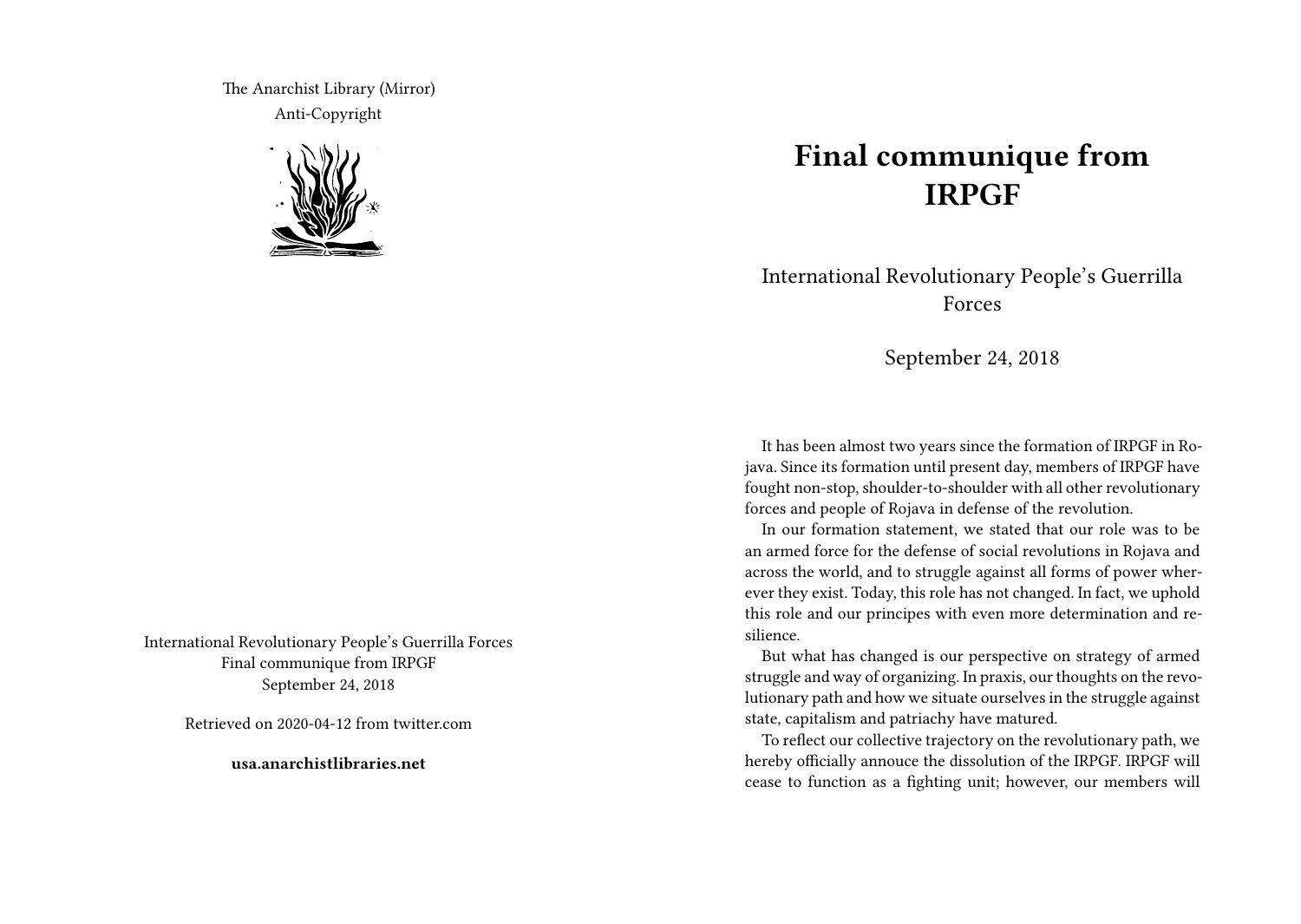The Anarchist Library (Mirror)
Anti-Copyright

International Revolutionary People's Guerrilla Forces
Final communique from IRPGF
September 24, 2018

Retrieved on 2020-04-12 from twitter.com

**usa.anarchistlibraries.net**

# Final communique from IRPGF

International Revolutionary People's Guerrilla Forces

September 24, 2018

It has been almost two years since the formation of IRPGF in Rojava. Since its formation until present day, members of IRPGF have fought non-stop, shoulder-to-shoulder with all other revolutionary forces and people of Rojava in defense of the revolution.

In our formation statement, we stated that our role was to be an armed force for the defense of social revolutions in Rojava and across the world, and to struggle against all forms of power wherever they exist. Today, this role has not changed. In fact, we uphold this role and our principes with even more determination and resilience.

But what has changed is our perspective on strategy of armed struggle and way of organizing. In praxis, our thoughts on the revolutionary path and how we situate ourselves in the struggle against state, capitalism and patriachy have matured.

To reflect our collective trajectory on the revolutionary path, we hereby officially annouce the dissolution of the IRPGF. IRPGF will cease to function as a fighting unit; however, our members will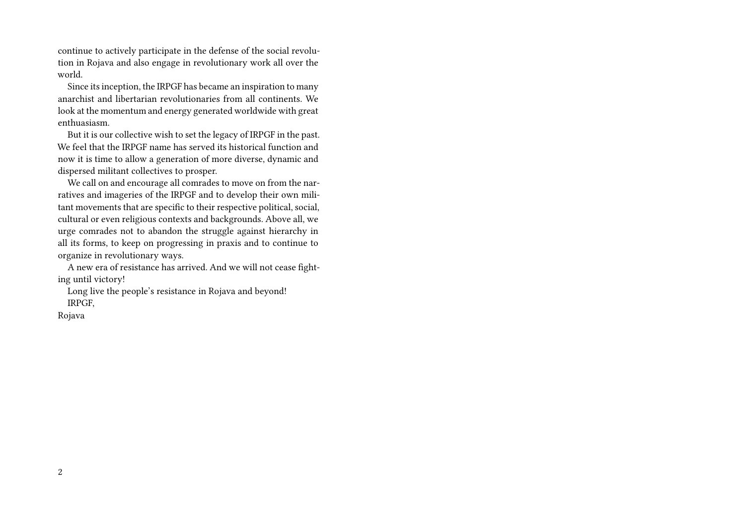continue to actively participate in the defense of the social revolution in Rojava and also engage in revolutionary work all over the world.

Since its inception, the IRPGF has became an inspiration to many anarchist and libertarian revolutionaries from all continents. We look at the momentum and energy generated worldwide with great enthusiasm.

But it is our collective wish to set the legacy of IRPGF in the past. We feel that the IRPGF name has served its historical function and now it is time to allow a generation of more diverse, dynamic and dispersed militant collectives to prosper.

We call on and encourage all comrades to move on from the narratives and imageries of the IRPGF and to develop their own militant movements that are specific to their respective political, social, cultural or even religious contexts and backgrounds. Above all, we urge comrades not to abandon the struggle against hierarchy in all its forms, to keep on progressing in praxis and to continue to organize in revolutionary ways.

A new era of resistance has arrived. And we will not cease fighting until victory!

Long live the people's resistance in Rojava and beyond!

IRPGF,

Rojava